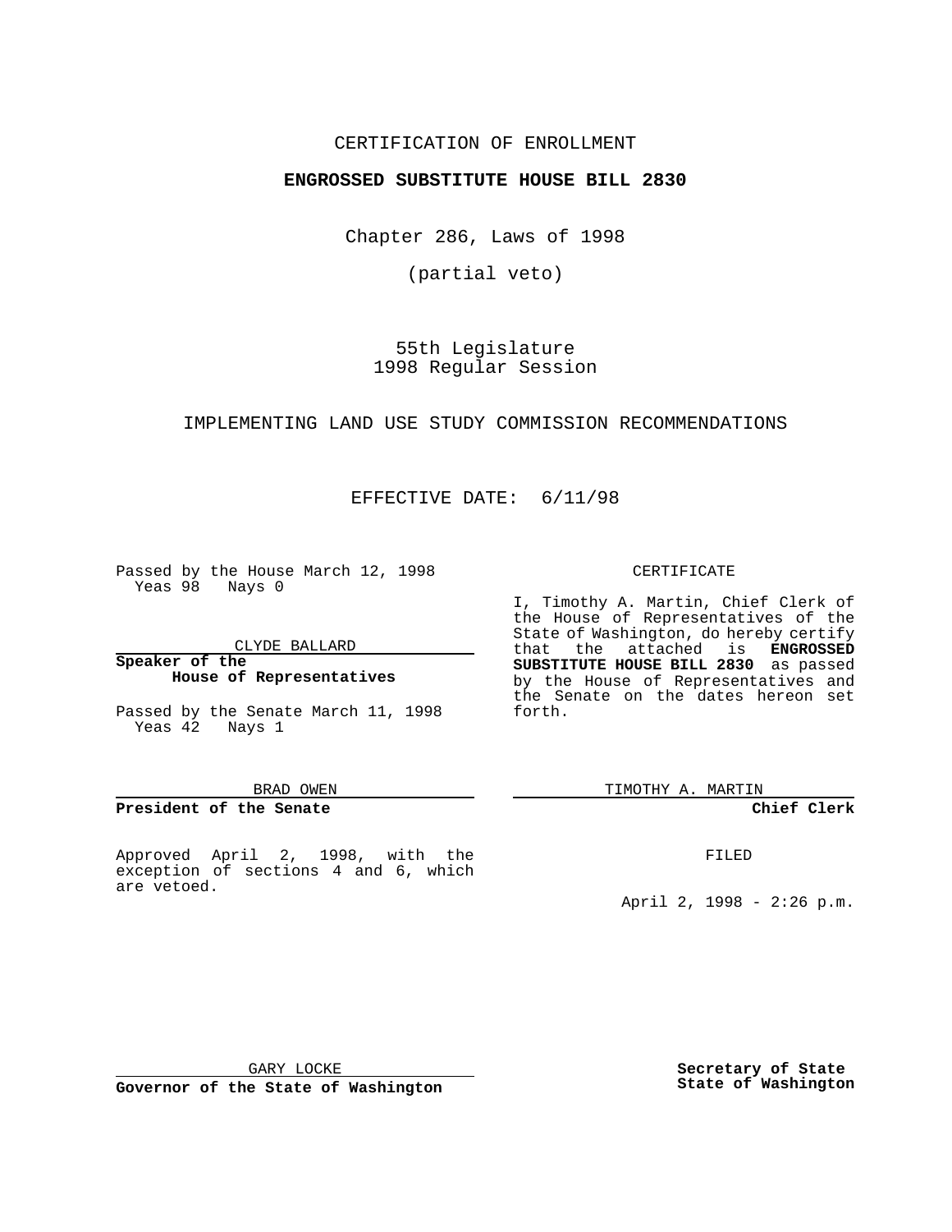CERTIFICATION OF ENROLLMENT

**ENGROSSED SUBSTITUTE HOUSE BILL 2830**

Chapter 286, Laws of 1998

(partial veto)

55th Legislature
1998 Regular Session

IMPLEMENTING LAND USE STUDY COMMISSION RECOMMENDATIONS

EFFECTIVE DATE: 6/11/98

Passed by the House March 12, 1998
Yeas 98 Nays 0

CLYDE BALLARD

**Speaker of the House of Representatives**

Passed by the Senate March 11, 1998
Yeas 42 Nays 1

BRAD OWEN

**President of the Senate**

Approved April 2, 1998, with the exception of sections 4 and 6, which are vetoed.

GARY LOCKE

**Governor of the State of Washington**

CERTIFICATE

I, Timothy A. Martin, Chief Clerk of the House of Representatives of the State of Washington, do hereby certify that the attached is **ENGROSSED SUBSTITUTE HOUSE BILL 2830** as passed by the House of Representatives and the Senate on the dates hereon set forth.

TIMOTHY A. MARTIN

**Chief Clerk**

FILED

April 2, 1998 - 2:26 p.m.

**Secretary of State**
**State of Washington**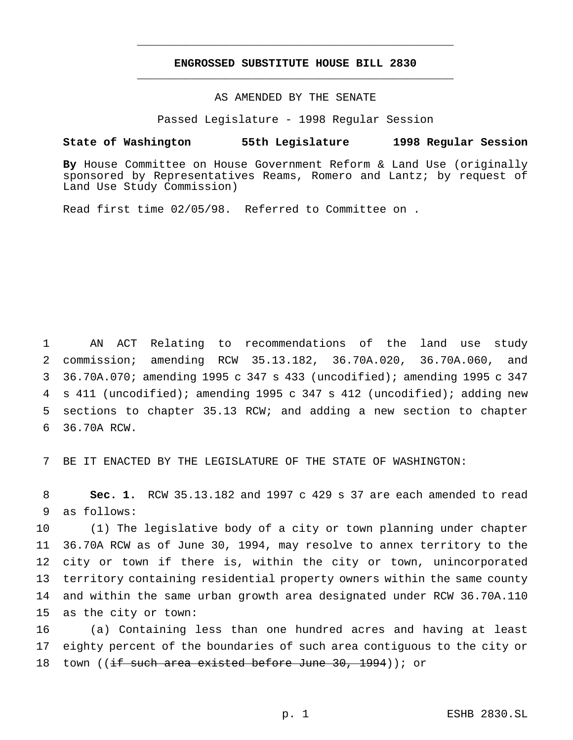# ENGROSSED SUBSTITUTE HOUSE BILL 2830

AS AMENDED BY THE SENATE

Passed Legislature - 1998 Regular Session

**State of Washington 55th Legislature 1998 Regular Session**

**By** House Committee on House Government Reform & Land Use (originally sponsored by Representatives Reams, Romero and Lantz; by request of Land Use Study Commission)

Read first time 02/05/98. Referred to Committee on .

AN ACT Relating to recommendations of the land use study commission; amending RCW 35.13.182, 36.70A.020, 36.70A.060, and 36.70A.070; amending 1995 c 347 s 433 (uncodified); amending 1995 c 347 s 411 (uncodified); amending 1995 c 347 s 412 (uncodified); adding new sections to chapter 35.13 RCW; and adding a new section to chapter 36.70A RCW.

BE IT ENACTED BY THE LEGISLATURE OF THE STATE OF WASHINGTON:

**Sec. 1.** RCW 35.13.182 and 1997 c 429 s 37 are each amended to read as follows:

(1) The legislative body of a city or town planning under chapter 36.70A RCW as of June 30, 1994, may resolve to annex territory to the city or town if there is, within the city or town, unincorporated territory containing residential property owners within the same county and within the same urban growth area designated under RCW 36.70A.110 as the city or town:

(a) Containing less than one hundred acres and having at least eighty percent of the boundaries of such area contiguous to the city or town ((~~if such area existed before June 30, 1994~~)); or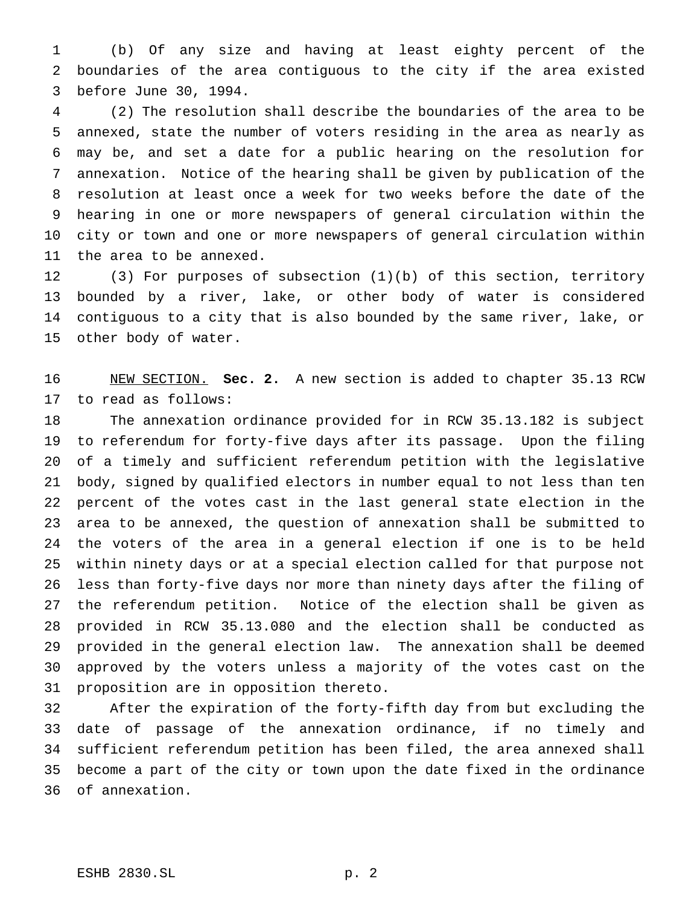(b) Of any size and having at least eighty percent of the boundaries of the area contiguous to the city if the area existed before June 30, 1994.

(2) The resolution shall describe the boundaries of the area to be annexed, state the number of voters residing in the area as nearly as may be, and set a date for a public hearing on the resolution for annexation. Notice of the hearing shall be given by publication of the resolution at least once a week for two weeks before the date of the hearing in one or more newspapers of general circulation within the city or town and one or more newspapers of general circulation within the area to be annexed.

(3) For purposes of subsection (1)(b) of this section, territory bounded by a river, lake, or other body of water is considered contiguous to a city that is also bounded by the same river, lake, or other body of water.

NEW SECTION. **Sec. 2.** A new section is added to chapter 35.13 RCW to read as follows:

The annexation ordinance provided for in RCW 35.13.182 is subject to referendum for forty-five days after its passage. Upon the filing of a timely and sufficient referendum petition with the legislative body, signed by qualified electors in number equal to not less than ten percent of the votes cast in the last general state election in the area to be annexed, the question of annexation shall be submitted to the voters of the area in a general election if one is to be held within ninety days or at a special election called for that purpose not less than forty-five days nor more than ninety days after the filing of the referendum petition. Notice of the election shall be given as provided in RCW 35.13.080 and the election shall be conducted as provided in the general election law. The annexation shall be deemed approved by the voters unless a majority of the votes cast on the proposition are in opposition thereto.

After the expiration of the forty-fifth day from but excluding the date of passage of the annexation ordinance, if no timely and sufficient referendum petition has been filed, the area annexed shall become a part of the city or town upon the date fixed in the ordinance of annexation.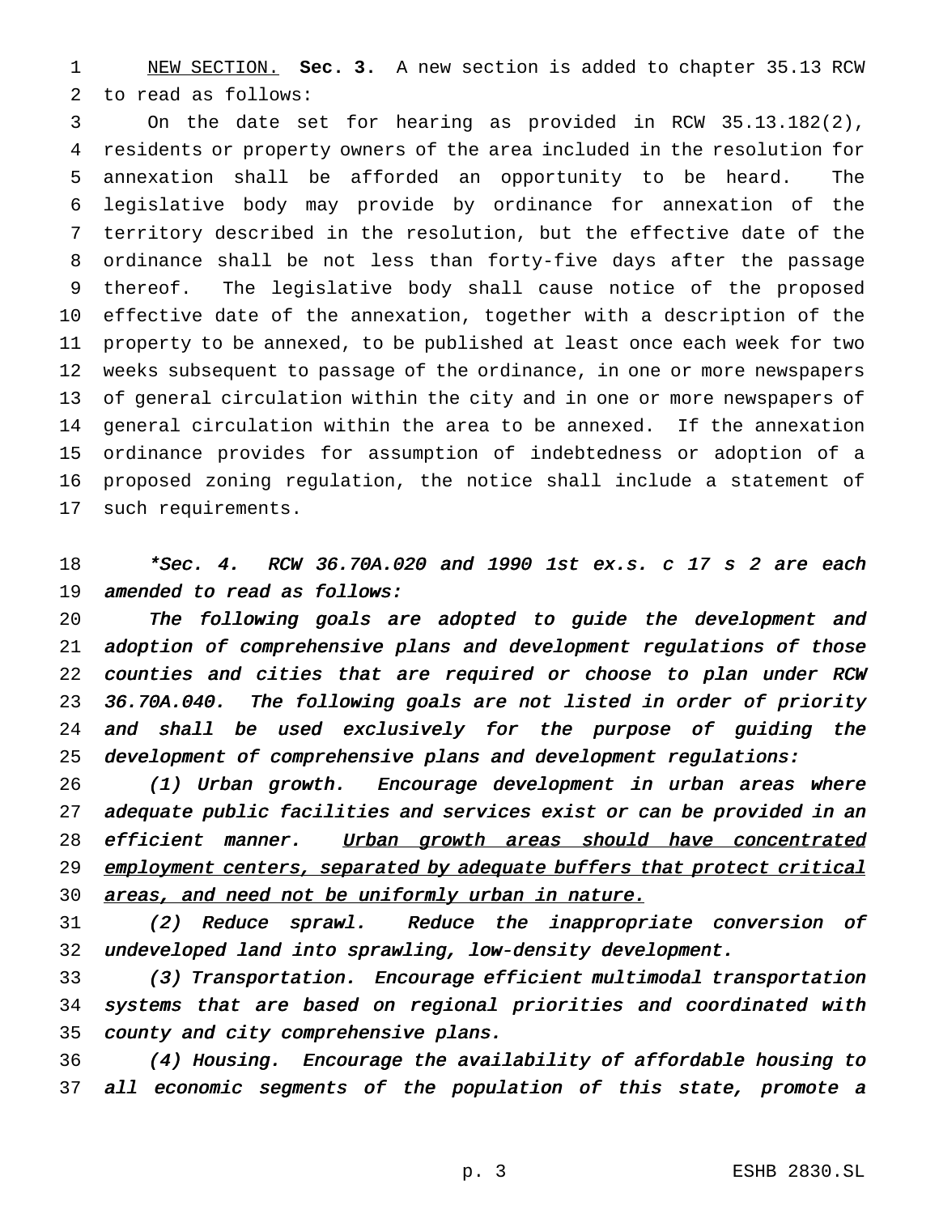<u>NEW SECTION.</u> **Sec. 3.** A new section is added to chapter 35.13 RCW to read as follows:

On the date set for hearing as provided in RCW 35.13.182(2), residents or property owners of the area included in the resolution for annexation shall be afforded an opportunity to be heard. The legislative body may provide by ordinance for annexation of the territory described in the resolution, but the effective date of the ordinance shall be not less than forty-five days after the passage thereof. The legislative body shall cause notice of the proposed effective date of the annexation, together with a description of the property to be annexed, to be published at least once each week for two weeks subsequent to passage of the ordinance, in one or more newspapers of general circulation within the city and in one or more newspapers of general circulation within the area to be annexed. If the annexation ordinance provides for assumption of indebtedness or adoption of a proposed zoning regulation, the notice shall include a statement of such requirements.

*\*Sec. 4. RCW 36.70A.020 and 1990 1st ex.s. c 17 s 2 are each amended to read as follows:*

*The following goals are adopted to guide the development and adoption of comprehensive plans and development regulations of those counties and cities that are required or choose to plan under RCW 36.70A.040. The following goals are not listed in order of priority and shall be used exclusively for the purpose of guiding the development of comprehensive plans and development regulations:*

*(1) Urban growth. Encourage development in urban areas where adequate public facilities and services exist or can be provided in an efficient manner. <u>Urban growth areas should have concentrated employment centers, separated by adequate buffers that protect critical areas, and need not be uniformly urban in nature.</u>*

*(2) Reduce sprawl. Reduce the inappropriate conversion of undeveloped land into sprawling, low-density development.*

*(3) Transportation. Encourage efficient multimodal transportation systems that are based on regional priorities and coordinated with county and city comprehensive plans.*

*(4) Housing. Encourage the availability of affordable housing to all economic segments of the population of this state, promote a*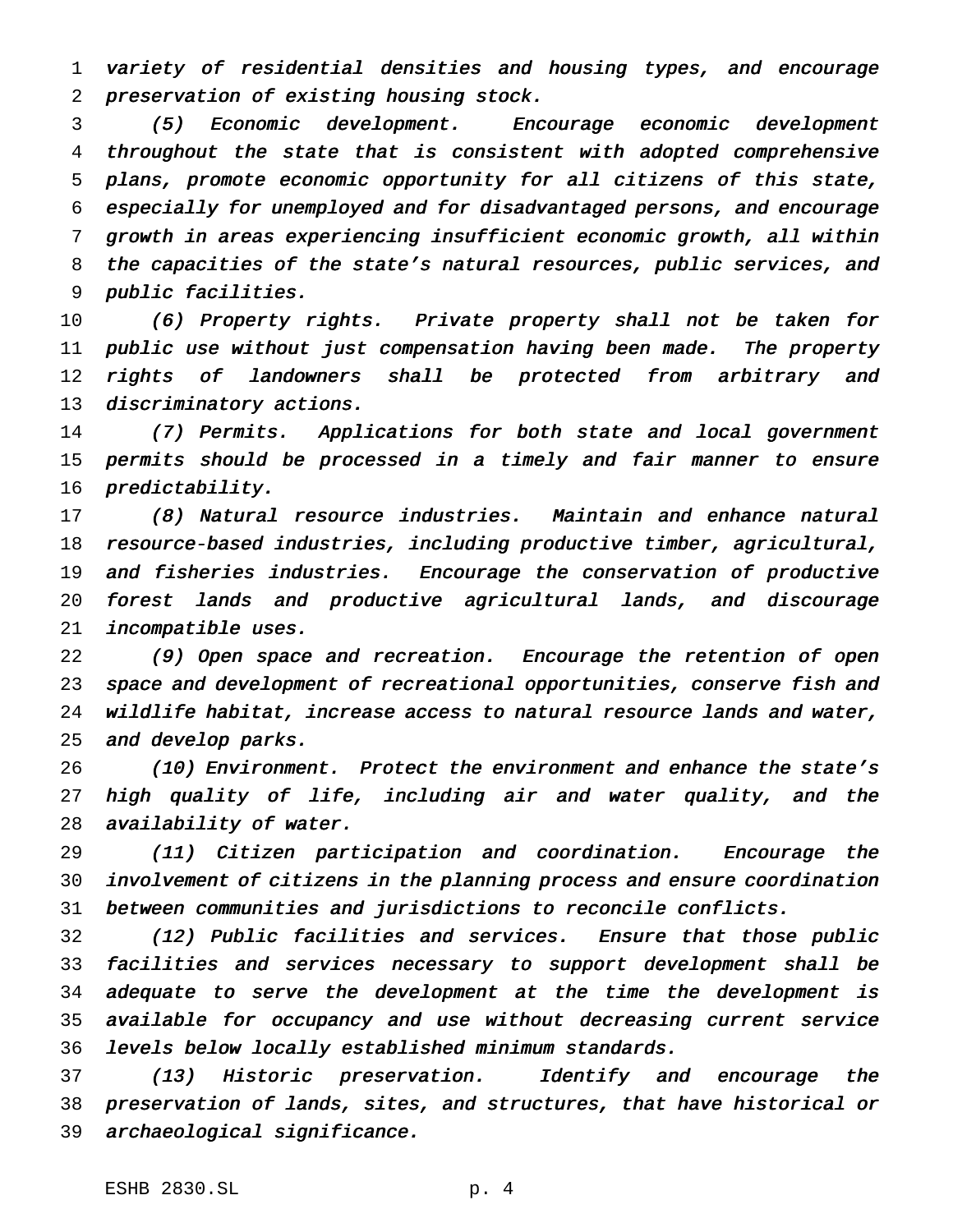*variety of residential densities and housing types, and encourage preservation of existing housing stock.*

*(5) Economic development. Encourage economic development throughout the state that is consistent with adopted comprehensive plans, promote economic opportunity for all citizens of this state, especially for unemployed and for disadvantaged persons, and encourage growth in areas experiencing insufficient economic growth, all within the capacities of the state's natural resources, public services, and public facilities.*

*(6) Property rights. Private property shall not be taken for public use without just compensation having been made. The property rights of landowners shall be protected from arbitrary and discriminatory actions.*

*(7) Permits. Applications for both state and local government permits should be processed in a timely and fair manner to ensure predictability.*

*(8) Natural resource industries. Maintain and enhance natural resource-based industries, including productive timber, agricultural, and fisheries industries. Encourage the conservation of productive forest lands and productive agricultural lands, and discourage incompatible uses.*

*(9) Open space and recreation. Encourage the retention of open space and development of recreational opportunities, conserve fish and wildlife habitat, increase access to natural resource lands and water, and develop parks.*

*(10) Environment. Protect the environment and enhance the state's high quality of life, including air and water quality, and the availability of water.*

*(11) Citizen participation and coordination. Encourage the involvement of citizens in the planning process and ensure coordination between communities and jurisdictions to reconcile conflicts.*

*(12) Public facilities and services. Ensure that those public facilities and services necessary to support development shall be adequate to serve the development at the time the development is available for occupancy and use without decreasing current service levels below locally established minimum standards.*

*(13) Historic preservation. Identify and encourage the preservation of lands, sites, and structures, that have historical or archaeological significance.*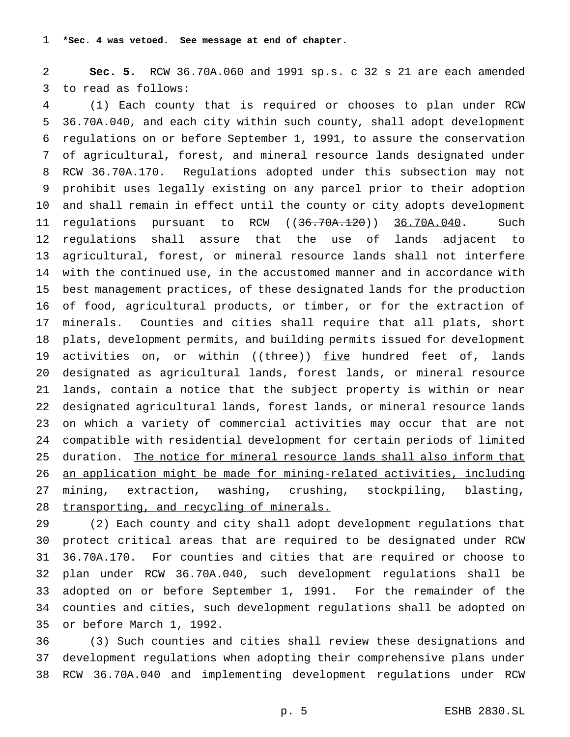**\*Sec. 4 was vetoed. See message at end of chapter.**

**Sec. 5.** RCW 36.70A.060 and 1991 sp.s. c 32 s 21 are each amended to read as follows:

(1) Each county that is required or chooses to plan under RCW 36.70A.040, and each city within such county, shall adopt development regulations on or before September 1, 1991, to assure the conservation of agricultural, forest, and mineral resource lands designated under RCW 36.70A.170. Regulations adopted under this subsection may not prohibit uses legally existing on any parcel prior to their adoption and shall remain in effect until the county or city adopts development regulations pursuant to RCW ((~~36.70A.120~~)) <u>36.70A.040</u>. Such regulations shall assure that the use of lands adjacent to agricultural, forest, or mineral resource lands shall not interfere with the continued use, in the accustomed manner and in accordance with best management practices, of these designated lands for the production of food, agricultural products, or timber, or for the extraction of minerals. Counties and cities shall require that all plats, short plats, development permits, and building permits issued for development activities on, or within ((~~three~~)) <u>five</u> hundred feet of, lands designated as agricultural lands, forest lands, or mineral resource lands, contain a notice that the subject property is within or near designated agricultural lands, forest lands, or mineral resource lands on which a variety of commercial activities may occur that are not compatible with residential development for certain periods of limited duration. <u>The notice for mineral resource lands shall also inform that an application might be made for mining-related activities, including mining, extraction, washing, crushing, stockpiling, blasting, transporting, and recycling of minerals.</u>

(2) Each county and city shall adopt development regulations that protect critical areas that are required to be designated under RCW 36.70A.170. For counties and cities that are required or choose to plan under RCW 36.70A.040, such development regulations shall be adopted on or before September 1, 1991. For the remainder of the counties and cities, such development regulations shall be adopted on or before March 1, 1992.

(3) Such counties and cities shall review these designations and development regulations when adopting their comprehensive plans under RCW 36.70A.040 and implementing development regulations under RCW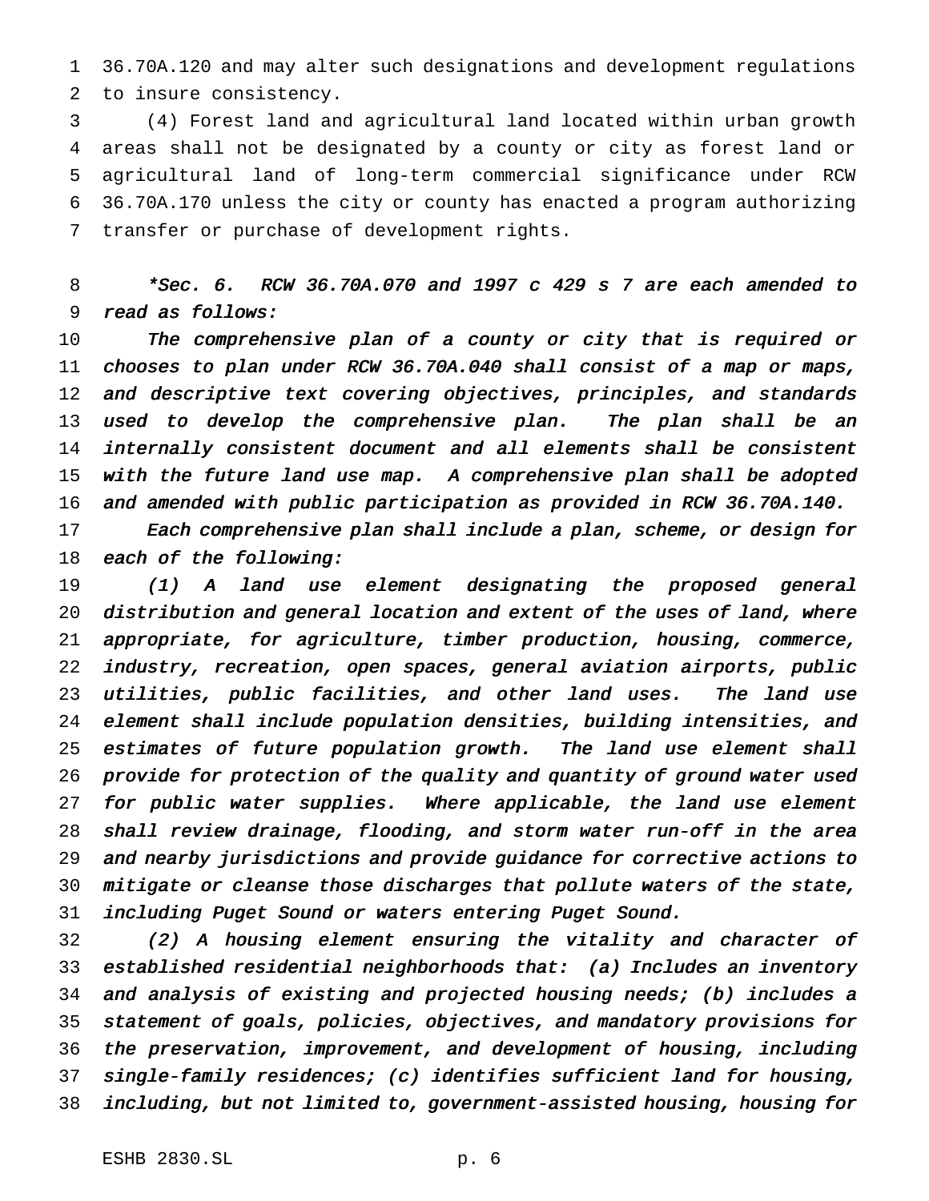36.70A.120 and may alter such designations and development regulations to insure consistency.

(4) Forest land and agricultural land located within urban growth areas shall not be designated by a county or city as forest land or agricultural land of long-term commercial significance under RCW 36.70A.170 unless the city or county has enacted a program authorizing transfer or purchase of development rights.

*\*Sec. 6. RCW 36.70A.070 and 1997 c 429 s 7 are each amended to read as follows:*

*The comprehensive plan of a county or city that is required or chooses to plan under RCW 36.70A.040 shall consist of a map or maps, and descriptive text covering objectives, principles, and standards used to develop the comprehensive plan. The plan shall be an internally consistent document and all elements shall be consistent with the future land use map. A comprehensive plan shall be adopted and amended with public participation as provided in RCW 36.70A.140.*

*Each comprehensive plan shall include a plan, scheme, or design for each of the following:*

*(1) A land use element designating the proposed general distribution and general location and extent of the uses of land, where appropriate, for agriculture, timber production, housing, commerce, industry, recreation, open spaces, general aviation airports, public utilities, public facilities, and other land uses. The land use element shall include population densities, building intensities, and estimates of future population growth. The land use element shall provide for protection of the quality and quantity of ground water used for public water supplies. Where applicable, the land use element shall review drainage, flooding, and storm water run-off in the area and nearby jurisdictions and provide guidance for corrective actions to mitigate or cleanse those discharges that pollute waters of the state, including Puget Sound or waters entering Puget Sound.*

*(2) A housing element ensuring the vitality and character of established residential neighborhoods that: (a) Includes an inventory and analysis of existing and projected housing needs; (b) includes a statement of goals, policies, objectives, and mandatory provisions for the preservation, improvement, and development of housing, including single-family residences; (c) identifies sufficient land for housing, including, but not limited to, government-assisted housing, housing for*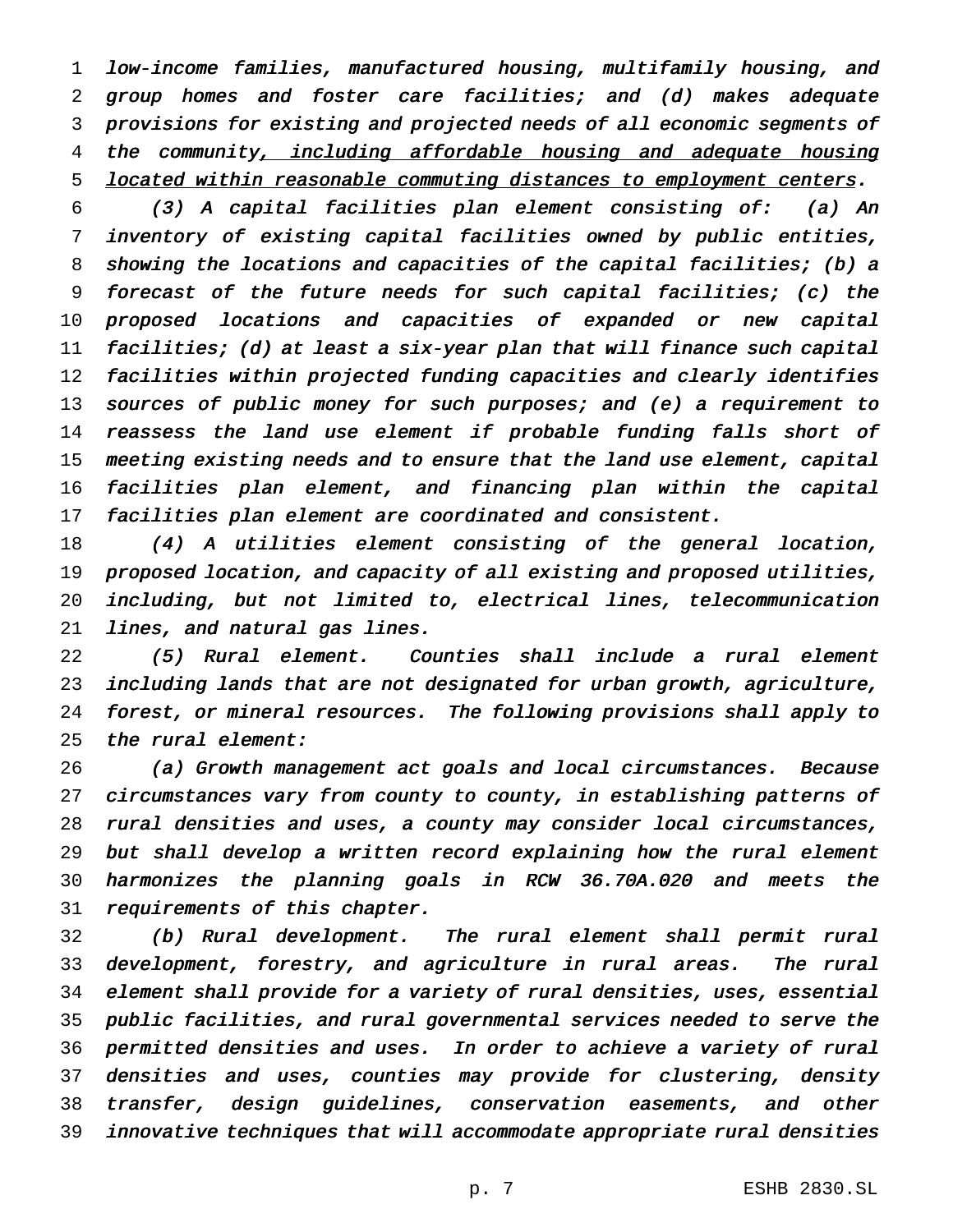*low-income families, manufactured housing, multifamily housing, and group homes and foster care facilities; and (d) makes adequate provisions for existing and projected needs of all economic segments of the community<u>, including affordable housing and adequate housing located within reasonable commuting distances to employment centers</u>.*

*(3) A capital facilities plan element consisting of: (a) An inventory of existing capital facilities owned by public entities, showing the locations and capacities of the capital facilities; (b) a forecast of the future needs for such capital facilities; (c) the proposed locations and capacities of expanded or new capital facilities; (d) at least a six-year plan that will finance such capital facilities within projected funding capacities and clearly identifies sources of public money for such purposes; and (e) a requirement to reassess the land use element if probable funding falls short of meeting existing needs and to ensure that the land use element, capital facilities plan element, and financing plan within the capital facilities plan element are coordinated and consistent.*

*(4) A utilities element consisting of the general location, proposed location, and capacity of all existing and proposed utilities, including, but not limited to, electrical lines, telecommunication lines, and natural gas lines.*

*(5) Rural element. Counties shall include a rural element including lands that are not designated for urban growth, agriculture, forest, or mineral resources. The following provisions shall apply to the rural element:*

*(a) Growth management act goals and local circumstances. Because circumstances vary from county to county, in establishing patterns of rural densities and uses, a county may consider local circumstances, but shall develop a written record explaining how the rural element harmonizes the planning goals in RCW 36.70A.020 and meets the requirements of this chapter.*

*(b) Rural development. The rural element shall permit rural development, forestry, and agriculture in rural areas. The rural element shall provide for a variety of rural densities, uses, essential public facilities, and rural governmental services needed to serve the permitted densities and uses. In order to achieve a variety of rural densities and uses, counties may provide for clustering, density transfer, design guidelines, conservation easements, and other innovative techniques that will accommodate appropriate rural densities*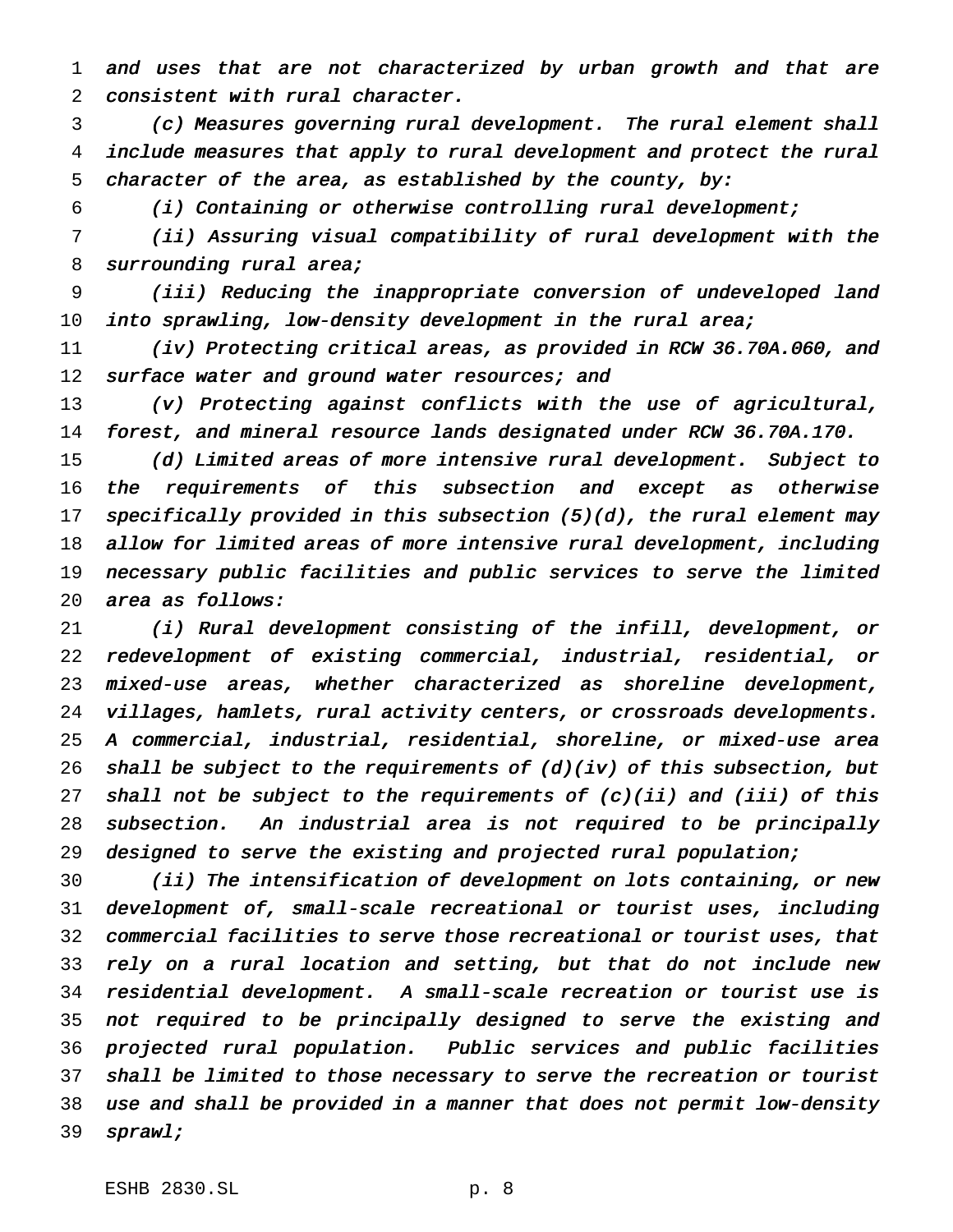*and uses that are not characterized by urban growth and that are consistent with rural character.*

*(c) Measures governing rural development. The rural element shall include measures that apply to rural development and protect the rural character of the area, as established by the county, by:*

*(i) Containing or otherwise controlling rural development;*

*(ii) Assuring visual compatibility of rural development with the surrounding rural area;*

*(iii) Reducing the inappropriate conversion of undeveloped land into sprawling, low-density development in the rural area;*

*(iv) Protecting critical areas, as provided in RCW 36.70A.060, and surface water and ground water resources; and*

*(v) Protecting against conflicts with the use of agricultural, forest, and mineral resource lands designated under RCW 36.70A.170.*

*(d) Limited areas of more intensive rural development. Subject to the requirements of this subsection and except as otherwise specifically provided in this subsection (5)(d), the rural element may allow for limited areas of more intensive rural development, including necessary public facilities and public services to serve the limited area as follows:*

*(i) Rural development consisting of the infill, development, or redevelopment of existing commercial, industrial, residential, or mixed-use areas, whether characterized as shoreline development, villages, hamlets, rural activity centers, or crossroads developments. A commercial, industrial, residential, shoreline, or mixed-use area shall be subject to the requirements of (d)(iv) of this subsection, but shall not be subject to the requirements of (c)(ii) and (iii) of this subsection. An industrial area is not required to be principally designed to serve the existing and projected rural population;*

*(ii) The intensification of development on lots containing, or new development of, small-scale recreational or tourist uses, including commercial facilities to serve those recreational or tourist uses, that rely on a rural location and setting, but that do not include new residential development. A small-scale recreation or tourist use is not required to be principally designed to serve the existing and projected rural population. Public services and public facilities shall be limited to those necessary to serve the recreation or tourist use and shall be provided in a manner that does not permit low-density sprawl;*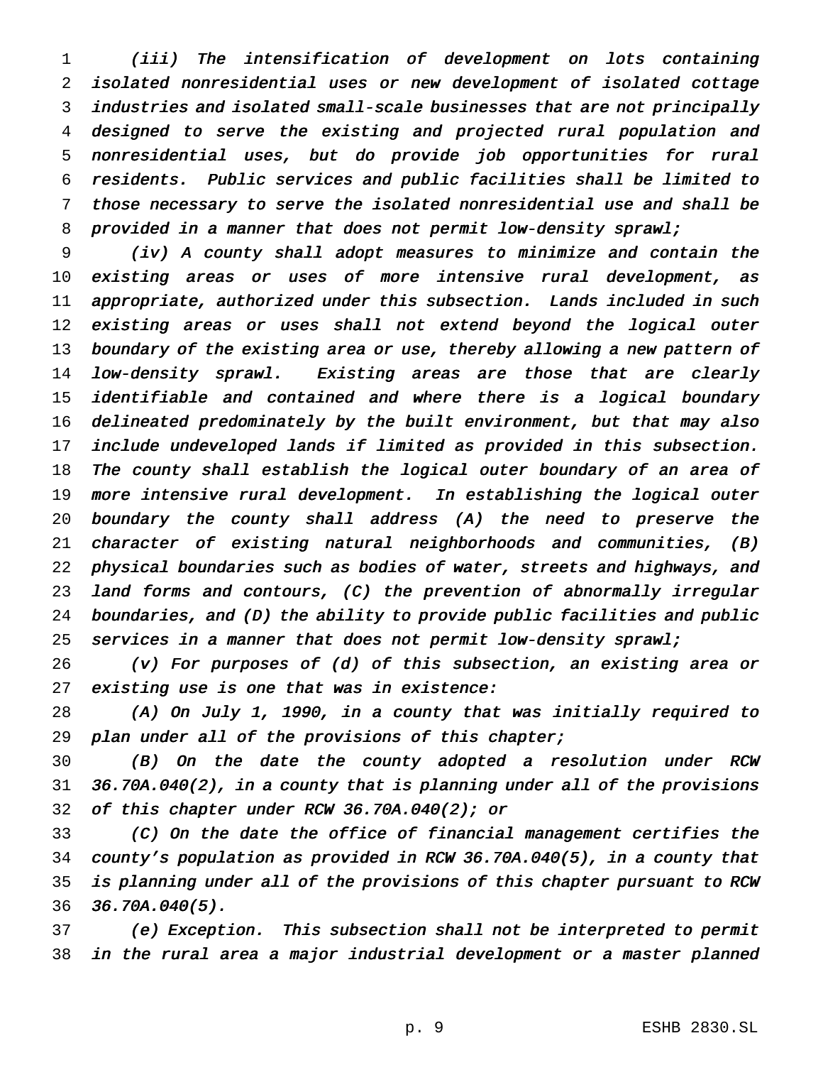*(iii) The intensification of development on lots containing isolated nonresidential uses or new development of isolated cottage industries and isolated small-scale businesses that are not principally designed to serve the existing and projected rural population and nonresidential uses, but do provide job opportunities for rural residents. Public services and public facilities shall be limited to those necessary to serve the isolated nonresidential use and shall be provided in a manner that does not permit low-density sprawl;*

*(iv) A county shall adopt measures to minimize and contain the existing areas or uses of more intensive rural development, as appropriate, authorized under this subsection. Lands included in such existing areas or uses shall not extend beyond the logical outer boundary of the existing area or use, thereby allowing a new pattern of low-density sprawl. Existing areas are those that are clearly identifiable and contained and where there is a logical boundary delineated predominately by the built environment, but that may also include undeveloped lands if limited as provided in this subsection. The county shall establish the logical outer boundary of an area of more intensive rural development. In establishing the logical outer boundary the county shall address (A) the need to preserve the character of existing natural neighborhoods and communities, (B) physical boundaries such as bodies of water, streets and highways, and land forms and contours, (C) the prevention of abnormally irregular boundaries, and (D) the ability to provide public facilities and public services in a manner that does not permit low-density sprawl;*

*(v) For purposes of (d) of this subsection, an existing area or existing use is one that was in existence:*

*(A) On July 1, 1990, in a county that was initially required to plan under all of the provisions of this chapter;*

*(B) On the date the county adopted a resolution under RCW 36.70A.040(2), in a county that is planning under all of the provisions of this chapter under RCW 36.70A.040(2); or*

*(C) On the date the office of financial management certifies the county's population as provided in RCW 36.70A.040(5), in a county that is planning under all of the provisions of this chapter pursuant to RCW 36.70A.040(5).*

*(e) Exception. This subsection shall not be interpreted to permit in the rural area a major industrial development or a master planned*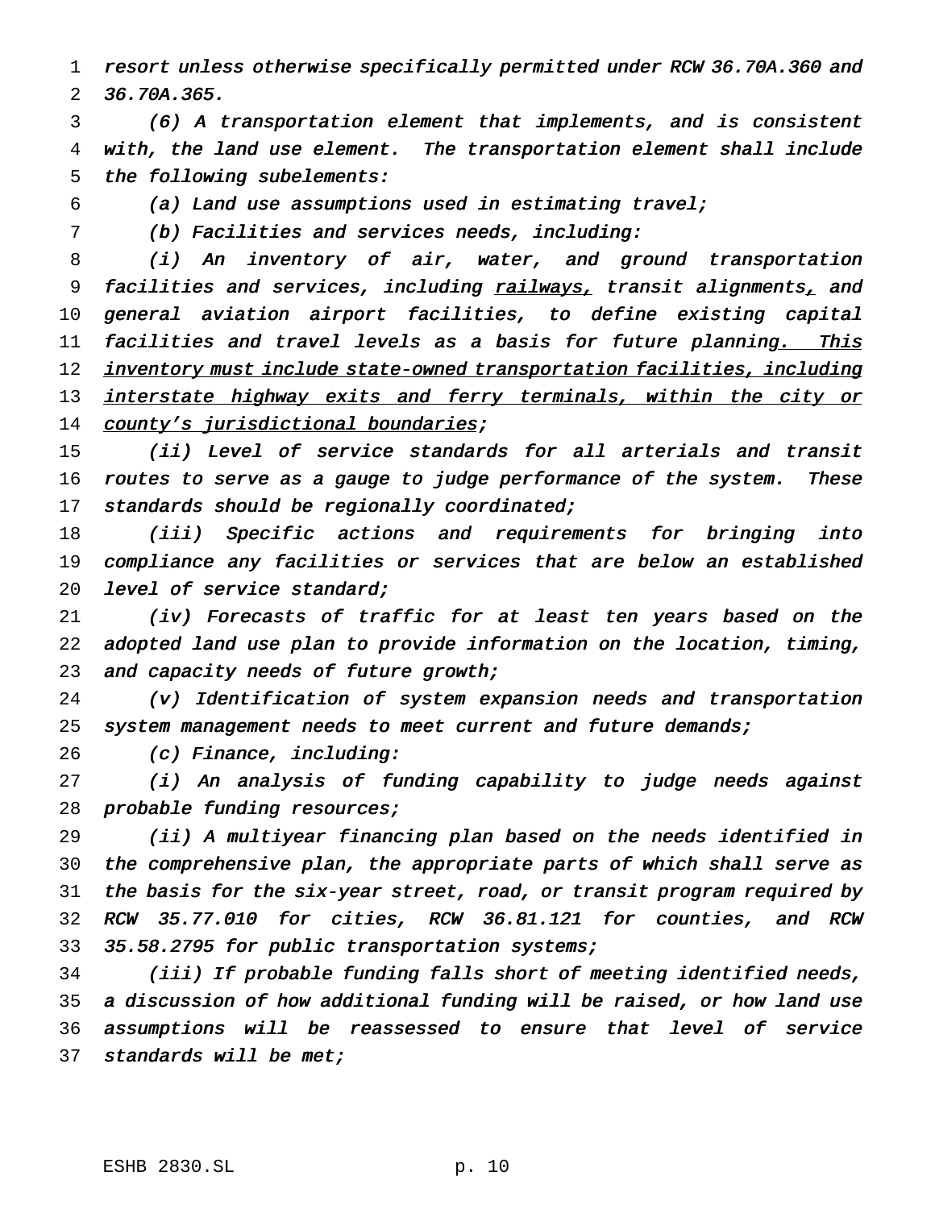resort unless otherwise specifically permitted under RCW 36.70A.360 and 36.70A.365.

(6) A transportation element that implements, and is consistent with, the land use element. The transportation element shall include the following subelements:

(a) Land use assumptions used in estimating travel;

(b) Facilities and services needs, including:

(i) An inventory of air, water, and ground transportation facilities and services, including railways, transit alignments, and general aviation airport facilities, to define existing capital facilities and travel levels as a basis for future planning. This inventory must include state-owned transportation facilities, including interstate highway exits and ferry terminals, within the city or county's jurisdictional boundaries;

(ii) Level of service standards for all arterials and transit routes to serve as a gauge to judge performance of the system. These standards should be regionally coordinated;

(iii) Specific actions and requirements for bringing into compliance any facilities or services that are below an established level of service standard;

(iv) Forecasts of traffic for at least ten years based on the adopted land use plan to provide information on the location, timing, and capacity needs of future growth;

(v) Identification of system expansion needs and transportation system management needs to meet current and future demands;

(c) Finance, including:

(i) An analysis of funding capability to judge needs against probable funding resources;

(ii) A multiyear financing plan based on the needs identified in the comprehensive plan, the appropriate parts of which shall serve as the basis for the six-year street, road, or transit program required by RCW 35.77.010 for cities, RCW 36.81.121 for counties, and RCW 35.58.2795 for public transportation systems;

(iii) If probable funding falls short of meeting identified needs, a discussion of how additional funding will be raised, or how land use assumptions will be reassessed to ensure that level of service standards will be met;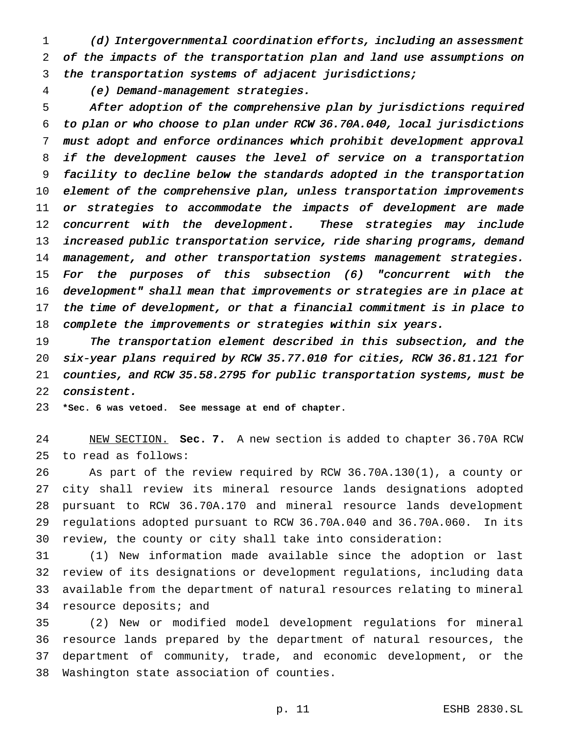*(d) Intergovernmental coordination efforts, including an assessment of the impacts of the transportation plan and land use assumptions on the transportation systems of adjacent jurisdictions;*

*(e) Demand-management strategies.*

*After adoption of the comprehensive plan by jurisdictions required to plan or who choose to plan under RCW 36.70A.040, local jurisdictions must adopt and enforce ordinances which prohibit development approval if the development causes the level of service on a transportation facility to decline below the standards adopted in the transportation element of the comprehensive plan, unless transportation improvements or strategies to accommodate the impacts of development are made concurrent with the development. These strategies may include increased public transportation service, ride sharing programs, demand management, and other transportation systems management strategies. For the purposes of this subsection (6) "concurrent with the development" shall mean that improvements or strategies are in place at the time of development, or that a financial commitment is in place to complete the improvements or strategies within six years.*

*The transportation element described in this subsection, and the six-year plans required by RCW 35.77.010 for cities, RCW 36.81.121 for counties, and RCW 35.58.2795 for public transportation systems, must be consistent.*

**\*Sec. 6 was vetoed. See message at end of chapter.**

NEW SECTION. **Sec. 7.** A new section is added to chapter 36.70A RCW to read as follows:

As part of the review required by RCW 36.70A.130(1), a county or city shall review its mineral resource lands designations adopted pursuant to RCW 36.70A.170 and mineral resource lands development regulations adopted pursuant to RCW 36.70A.040 and 36.70A.060. In its review, the county or city shall take into consideration:

(1) New information made available since the adoption or last review of its designations or development regulations, including data available from the department of natural resources relating to mineral resource deposits; and

(2) New or modified model development regulations for mineral resource lands prepared by the department of natural resources, the department of community, trade, and economic development, or the Washington state association of counties.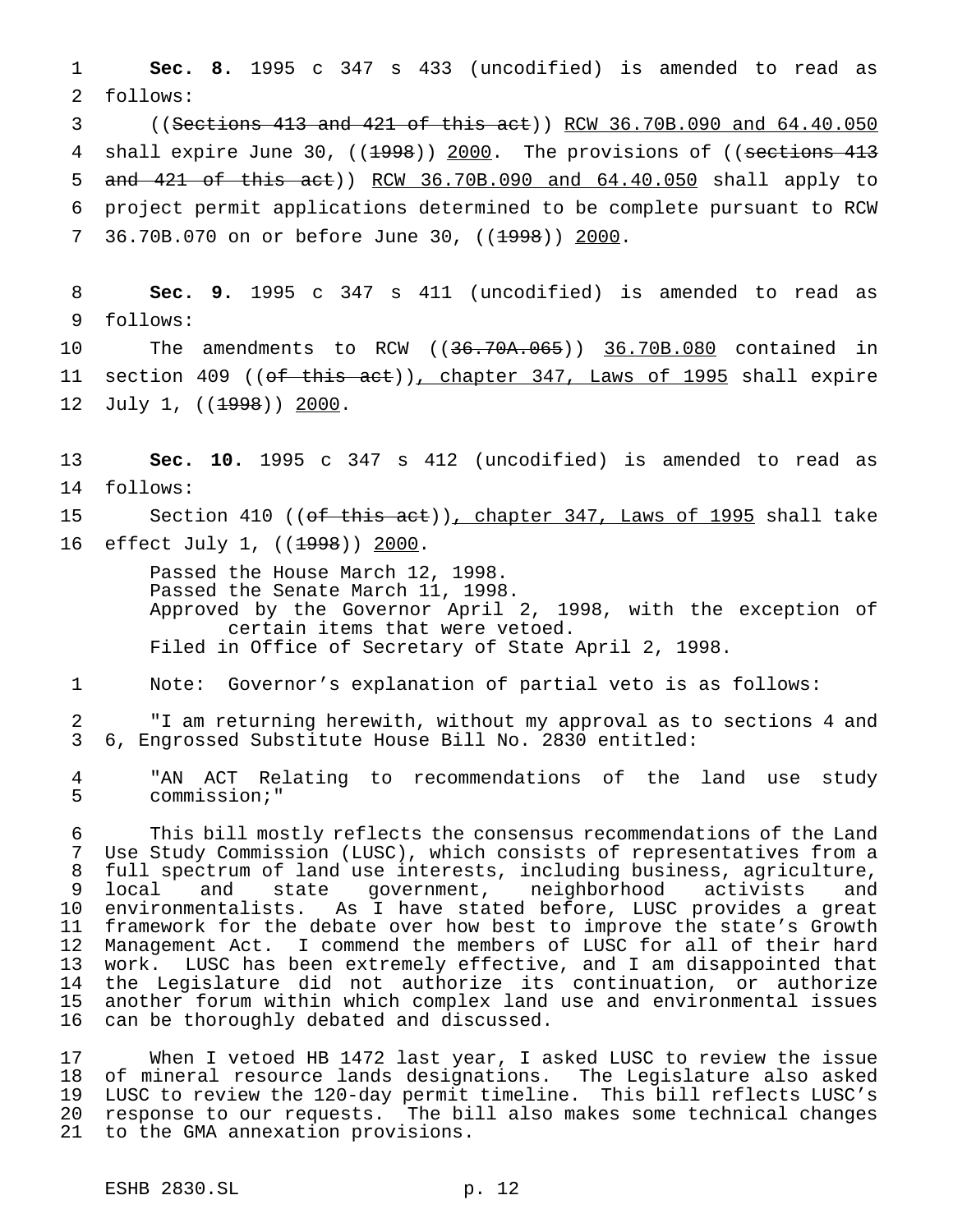**Sec. 8.** 1995 c 347 s 433 (uncodified) is amended to read as follows:

((~~Sections 413 and 421 of this act~~)) <u>RCW 36.70B.090 and 64.40.050</u> shall expire June 30, ((~~1998~~)) <u>2000</u>. The provisions of ((~~sections 413 and 421 of this act~~)) <u>RCW 36.70B.090 and 64.40.050</u> shall apply to project permit applications determined to be complete pursuant to RCW 36.70B.070 on or before June 30, ((~~1998~~)) <u>2000</u>.

**Sec. 9.** 1995 c 347 s 411 (uncodified) is amended to read as follows:

The amendments to RCW ((~~36.70A.065~~)) <u>36.70B.080</u> contained in section 409 ((~~of this act~~))<u>, chapter 347, Laws of 1995</u> shall expire July 1, ((~~1998~~)) <u>2000</u>.

**Sec. 10.** 1995 c 347 s 412 (uncodified) is amended to read as follows:

Section 410 ((~~of this act~~))<u>, chapter 347, Laws of 1995</u> shall take effect July 1, ((~~1998~~)) <u>2000</u>.

Passed the House March 12, 1998.
Passed the Senate March 11, 1998.
Approved by the Governor April 2, 1998, with the exception of certain items that were vetoed.
Filed in Office of Secretary of State April 2, 1998.

Note: Governor's explanation of partial veto is as follows:

"I am returning herewith, without my approval as to sections 4 and 6, Engrossed Substitute House Bill No. 2830 entitled:

"AN ACT Relating to recommendations of the land use study commission;"

This bill mostly reflects the consensus recommendations of the Land Use Study Commission (LUSC), which consists of representatives from a full spectrum of land use interests, including business, agriculture, local and state government, neighborhood activists and environmentalists. As I have stated before, LUSC provides a great framework for the debate over how best to improve the state's Growth Management Act. I commend the members of LUSC for all of their hard work. LUSC has been extremely effective, and I am disappointed that the Legislature did not authorize its continuation, or authorize another forum within which complex land use and environmental issues can be thoroughly debated and discussed.

When I vetoed HB 1472 last year, I asked LUSC to review the issue of mineral resource lands designations. The Legislature also asked LUSC to review the 120-day permit timeline. This bill reflects LUSC's response to our requests. The bill also makes some technical changes to the GMA annexation provisions.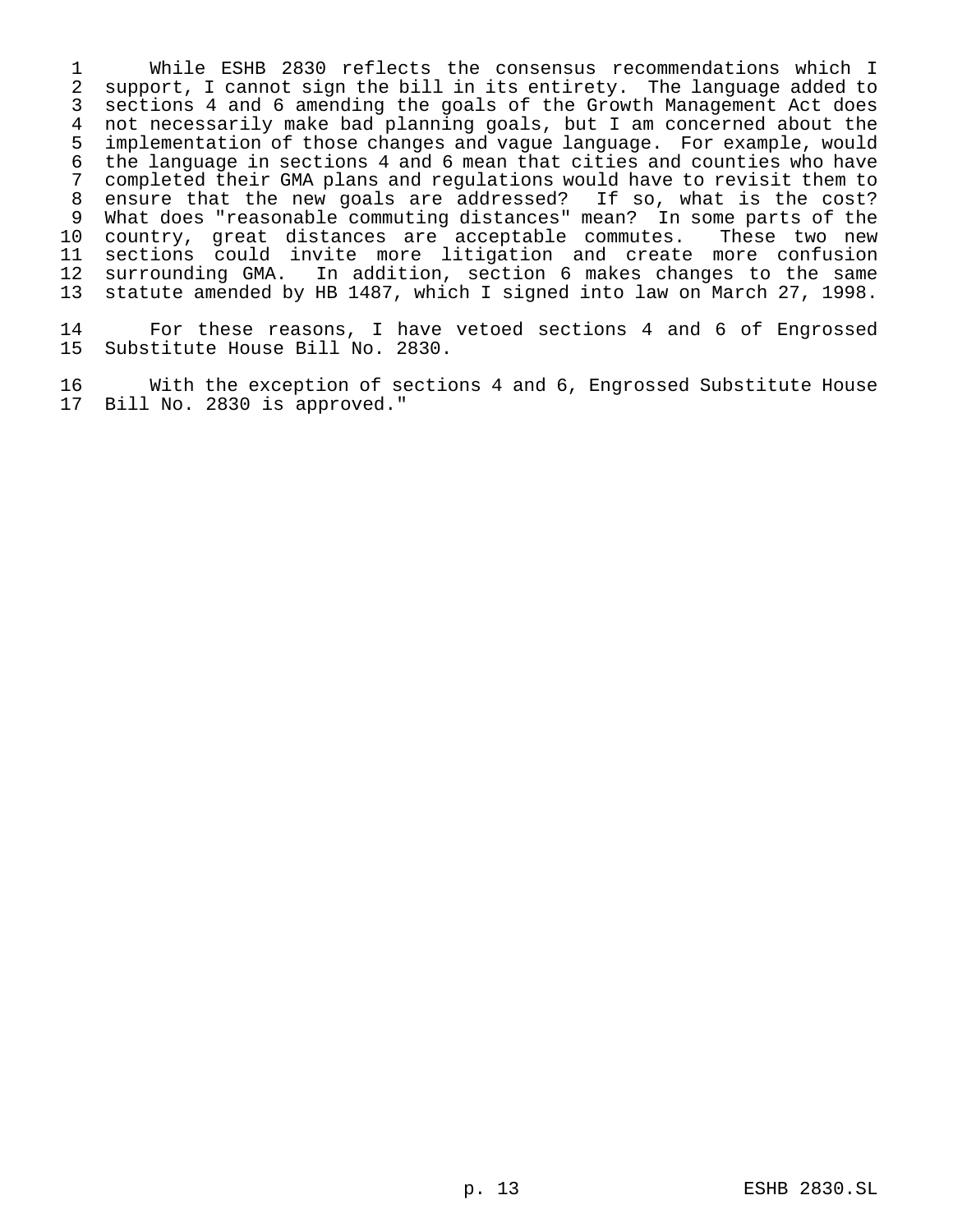While ESHB 2830 reflects the consensus recommendations which I support, I cannot sign the bill in its entirety. The language added to sections 4 and 6 amending the goals of the Growth Management Act does not necessarily make bad planning goals, but I am concerned about the implementation of those changes and vague language. For example, would the language in sections 4 and 6 mean that cities and counties who have completed their GMA plans and regulations would have to revisit them to ensure that the new goals are addressed? If so, what is the cost? What does "reasonable commuting distances" mean? In some parts of the country, great distances are acceptable commutes. These two new sections could invite more litigation and create more confusion surrounding GMA. In addition, section 6 makes changes to the same statute amended by HB 1487, which I signed into law on March 27, 1998.

For these reasons, I have vetoed sections 4 and 6 of Engrossed Substitute House Bill No. 2830.

With the exception of sections 4 and 6, Engrossed Substitute House Bill No. 2830 is approved."